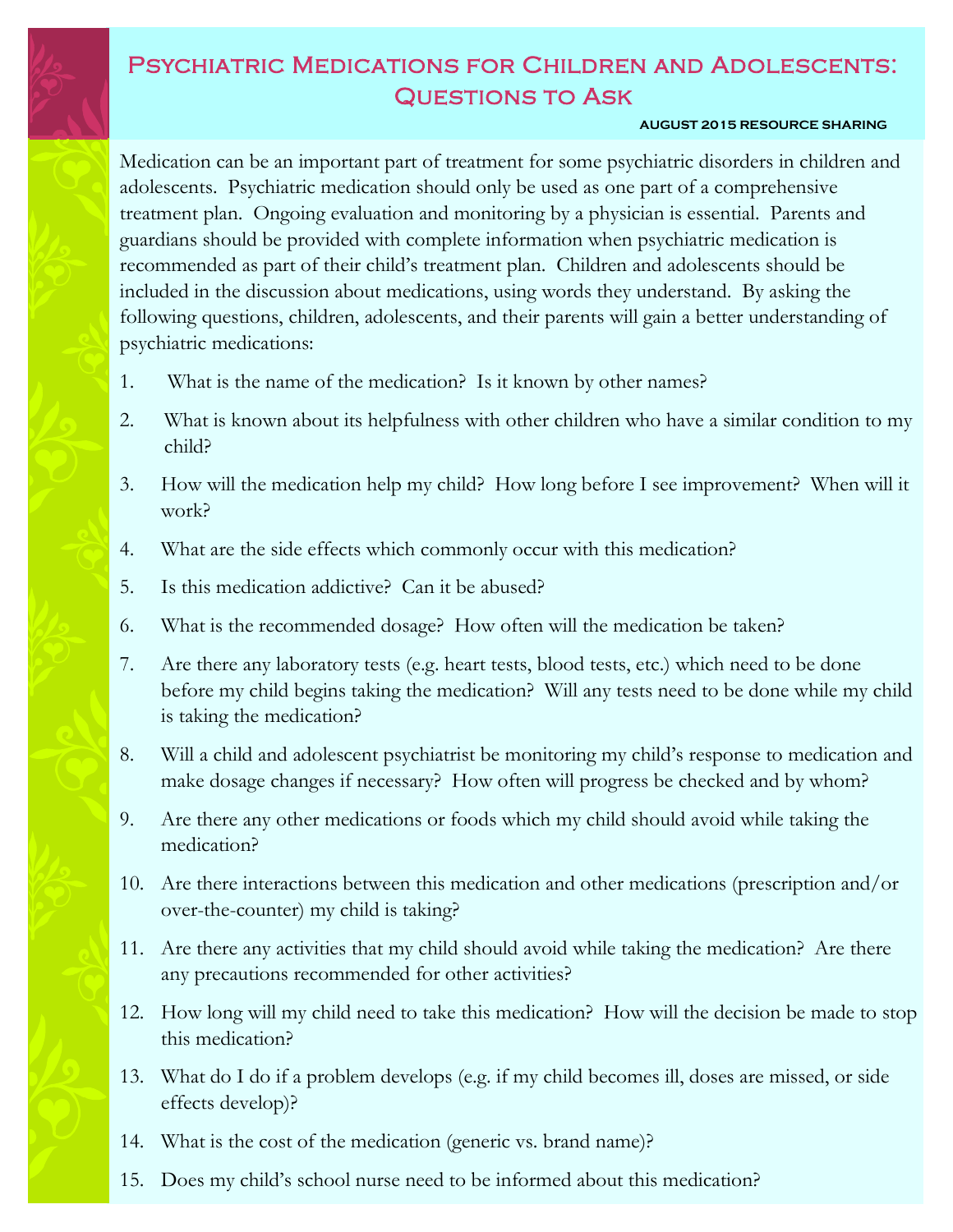# Psychiatric Medications for Children and Adolescents: Questions to Ask

**AUGUST 2015 RESOURCE SHARING**

Medication can be an important part of treatment for some psychiatric disorders in children and adolescents. Psychiatric medication should only be used as one part of a comprehensive treatment plan. Ongoing evaluation and monitoring by a physician is essential. Parents and guardians should be provided with complete information when psychiatric medication is recommended as part of their child's treatment plan. Children and adolescents should be included in the discussion about medications, using words they understand. By asking the following questions, children, adolescents, and their parents will gain a better understanding of psychiatric medications:

1. What is the name of the medication? Is it known by other names?
2. What is known about its helpfulness with other children who have a similar condition to my child?
3. How will the medication help my child? How long before I see improvement? When will it work?
4. What are the side effects which commonly occur with this medication?
5. Is this medication addictive? Can it be abused?
6. What is the recommended dosage? How often will the medication be taken?
7. Are there any laboratory tests (e.g. heart tests, blood tests, etc.) which need to be done before my child begins taking the medication? Will any tests need to be done while my child is taking the medication?
8. Will a child and adolescent psychiatrist be monitoring my child's response to medication and make dosage changes if necessary? How often will progress be checked and by whom?
9. Are there any other medications or foods which my child should avoid while taking the medication?
10. Are there interactions between this medication and other medications (prescription and/or over-the-counter) my child is taking?
11. Are there any activities that my child should avoid while taking the medication? Are there any precautions recommended for other activities?
12. How long will my child need to take this medication? How will the decision be made to stop this medication?
13. What do I do if a problem develops (e.g. if my child becomes ill, doses are missed, or side effects develop)?
14. What is the cost of the medication (generic vs. brand name)?
15. Does my child's school nurse need to be informed about this medication?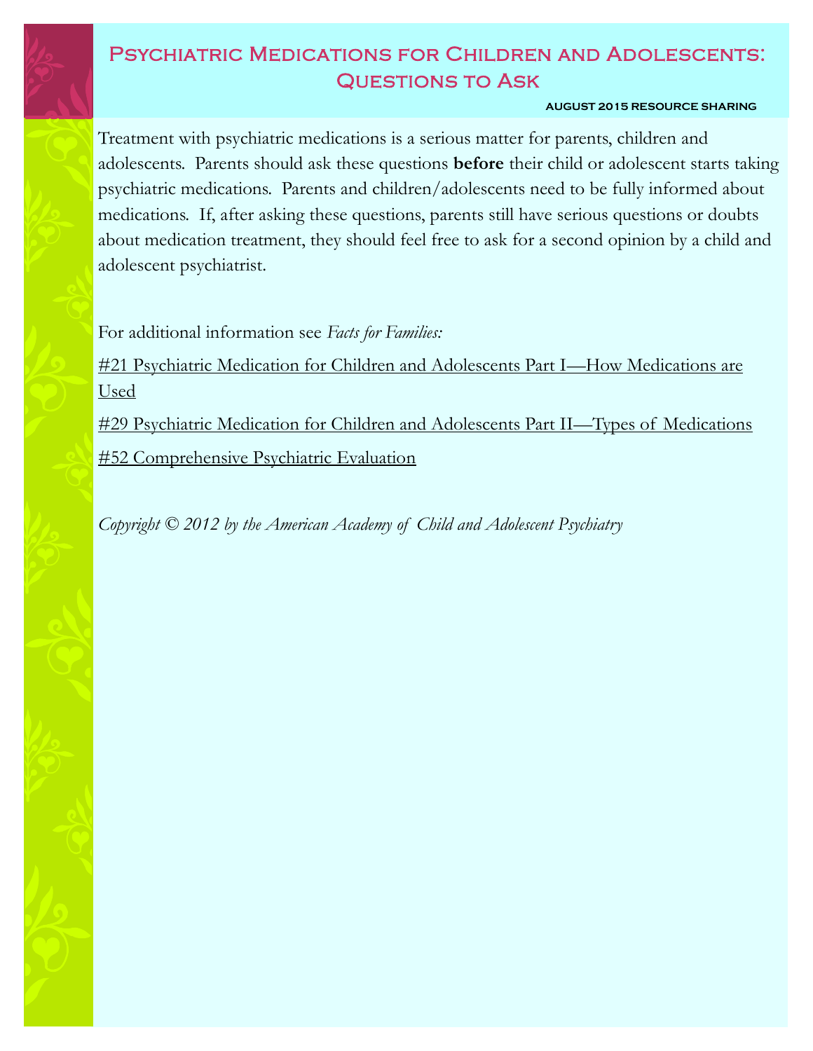# Psychiatric Medications for Children and Adolescents: Questions to Ask

AUGUST 2015 RESOURCE SHARING

Treatment with psychiatric medications is a serious matter for parents, children and adolescents. Parents should ask these questions **before** their child or adolescent starts taking psychiatric medications. Parents and children/adolescents need to be fully informed about medications. If, after asking these questions, parents still have serious questions or doubts about medication treatment, they should feel free to ask for a second opinion by a child and adolescent psychiatrist.

For additional information see *Facts for Families:*

#21 Psychiatric Medication for Children and Adolescents Part I—How Medications are Used

#29 Psychiatric Medication for Children and Adolescents Part II—Types of Medications

#52 Comprehensive Psychiatric Evaluation

*Copyright © 2012 by the American Academy of Child and Adolescent Psychiatry*